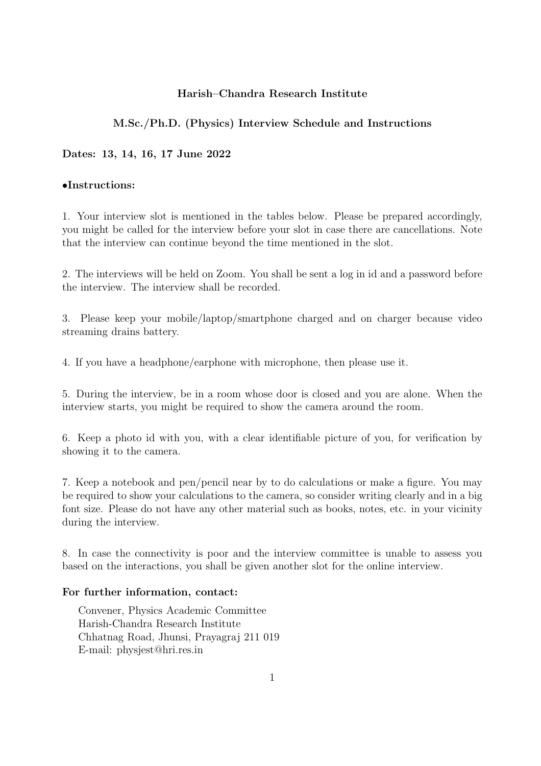# Harish–Chandra Research Institute

## M.Sc./Ph.D. (Physics) Interview Schedule and Instructions

**Dates: 13, 14, 16, 17 June 2022**

**•Instructions:**

1. Your interview slot is mentioned in the tables below. Please be prepared accordingly, you might be called for the interview before your slot in case there are cancellations. Note that the interview can continue beyond the time mentioned in the slot.

2. The interviews will be held on Zoom. You shall be sent a log in id and a password before the interview. The interview shall be recorded.

3. Please keep your mobile/laptop/smartphone charged and on charger because video streaming drains battery.

4. If you have a headphone/earphone with microphone, then please use it.

5. During the interview, be in a room whose door is closed and you are alone. When the interview starts, you might be required to show the camera around the room.

6. Keep a photo id with you, with a clear identifiable picture of you, for verification by showing it to the camera.

7. Keep a notebook and pen/pencil near by to do calculations or make a figure. You may be required to show your calculations to the camera, so consider writing clearly and in a big font size. Please do not have any other material such as books, notes, etc. in your vicinity during the interview.

8. In case the connectivity is poor and the interview committee is unable to assess you based on the interactions, you shall be given another slot for the online interview.

**For further information, contact:**

Convener, Physics Academic Committee
Harish-Chandra Research Institute
Chhatnag Road, Jhunsi, Prayagraj 211 019
E-mail: physjest@hri.res.in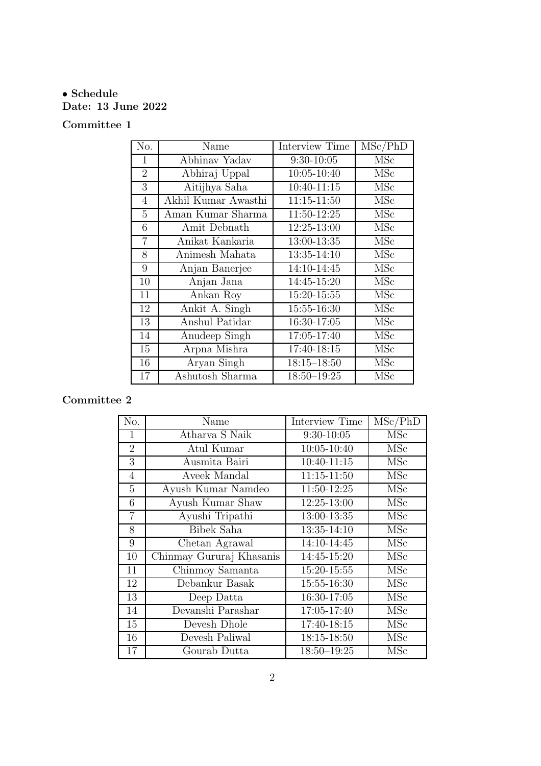- **Schedule**

**Date: 13 June 2022**

**Committee 1**

| No. | Name | Interview Time | MSc/PhD |
|---|---|---|---|
| 1 | Abhinav Yadav | 9:30-10:05 | MSc |
| 2 | Abhiraj Uppal | 10:05-10:40 | MSc |
| 3 | Aitijhya Saha | 10:40-11:15 | MSc |
| 4 | Akhil Kumar Awasthi | 11:15-11:50 | MSc |
| 5 | Aman Kumar Sharma | 11:50-12:25 | MSc |
| 6 | Amit Debnath | 12:25-13:00 | MSc |
| 7 | Anikat Kankaria | 13:00-13:35 | MSc |
| 8 | Animesh Mahata | 13:35-14:10 | MSc |
| 9 | Anjan Banerjee | 14:10-14:45 | MSc |
| 10 | Anjan Jana | 14:45-15:20 | MSc |
| 11 | Ankan Roy | 15:20-15:55 | MSc |
| 12 | Ankit A. Singh | 15:55-16:30 | MSc |
| 13 | Anshul Patidar | 16:30-17:05 | MSc |
| 14 | Anudeep Singh | 17:05-17:40 | MSc |
| 15 | Arpna Mishra | 17:40-18:15 | MSc |
| 16 | Aryan Singh | 18:15–18:50 | MSc |
| 17 | Ashutosh Sharma | 18:50–19:25 | MSc |

**Committee 2**

| No. | Name | Interview Time | MSc/PhD |
|---|---|---|---|
| 1 | Atharva S Naik | 9:30-10:05 | MSc |
| 2 | Atul Kumar | 10:05-10:40 | MSc |
| 3 | Ausmita Bairi | 10:40-11:15 | MSc |
| 4 | Aveek Mandal | 11:15-11:50 | MSc |
| 5 | Ayush Kumar Namdeo | 11:50-12:25 | MSc |
| 6 | Ayush Kumar Shaw | 12:25-13:00 | MSc |
| 7 | Ayushi Tripathi | 13:00-13:35 | MSc |
| 8 | Bibek Saha | 13:35-14:10 | MSc |
| 9 | Chetan Agrawal | 14:10-14:45 | MSc |
| 10 | Chinmay Gururaj Khasanis | 14:45-15:20 | MSc |
| 11 | Chinmoy Samanta | 15:20-15:55 | MSc |
| 12 | Debankur Basak | 15:55-16:30 | MSc |
| 13 | Deep Datta | 16:30-17:05 | MSc |
| 14 | Devanshi Parashar | 17:05-17:40 | MSc |
| 15 | Devesh Dhole | 17:40-18:15 | MSc |
| 16 | Devesh Paliwal | 18:15-18:50 | MSc |
| 17 | Gourab Dutta | 18:50–19:25 | MSc |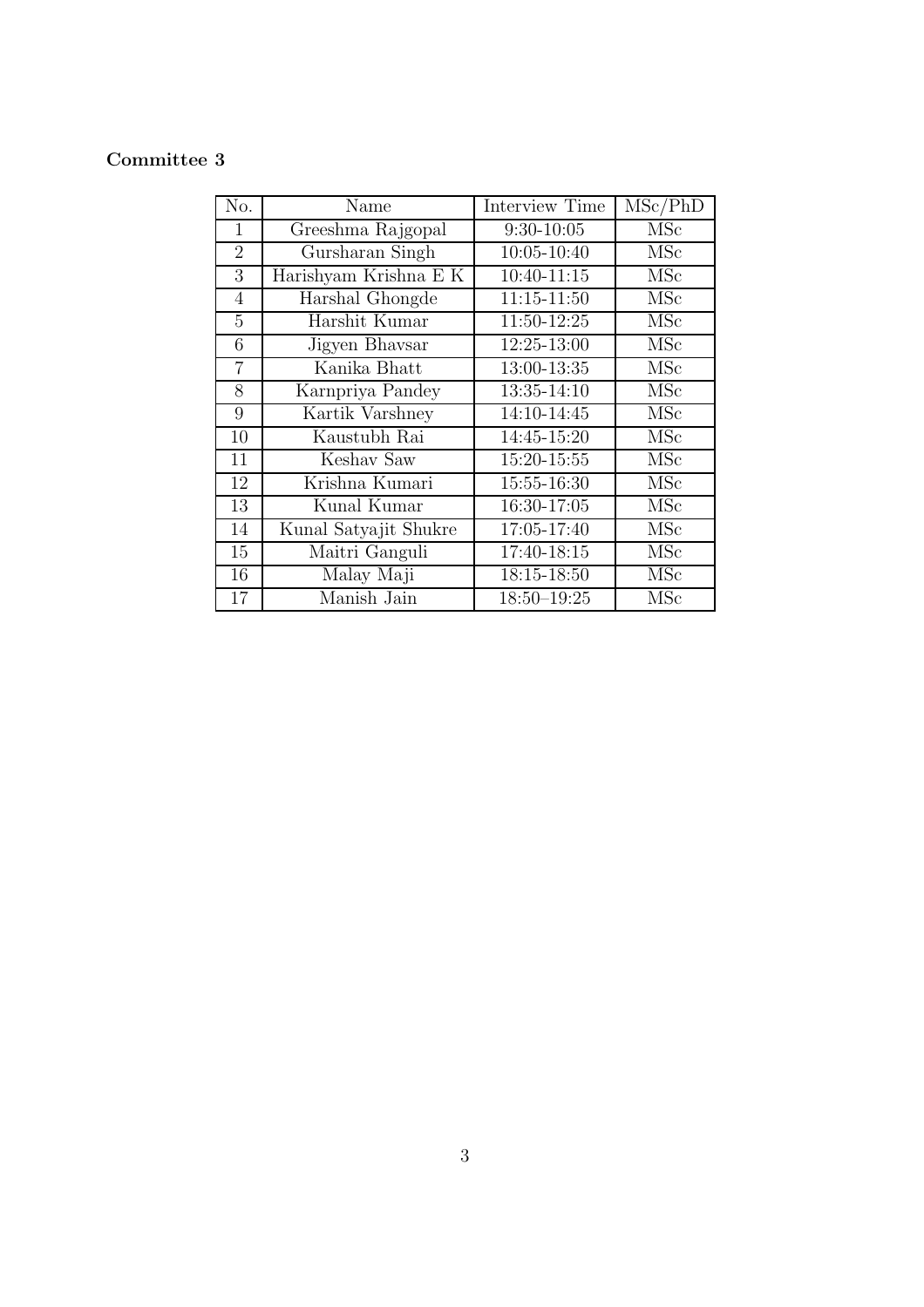**Committee 3**

| No. | Name | Interview Time | MSc/PhD |
|---|---|---|---|
| 1 | Greeshma Rajgopal | 9:30-10:05 | MSc |
| 2 | Gursharan Singh | 10:05-10:40 | MSc |
| 3 | Harishyam Krishna E K | 10:40-11:15 | MSc |
| 4 | Harshal Ghongde | 11:15-11:50 | MSc |
| 5 | Harshit Kumar | 11:50-12:25 | MSc |
| 6 | Jigyen Bhavsar | 12:25-13:00 | MSc |
| 7 | Kanika Bhatt | 13:00-13:35 | MSc |
| 8 | Karnpriya Pandey | 13:35-14:10 | MSc |
| 9 | Kartik Varshney | 14:10-14:45 | MSc |
| 10 | Kaustubh Rai | 14:45-15:20 | MSc |
| 11 | Keshav Saw | 15:20-15:55 | MSc |
| 12 | Krishna Kumari | 15:55-16:30 | MSc |
| 13 | Kunal Kumar | 16:30-17:05 | MSc |
| 14 | Kunal Satyajit Shukre | 17:05-17:40 | MSc |
| 15 | Maitri Ganguli | 17:40-18:15 | MSc |
| 16 | Malay Maji | 18:15-18:50 | MSc |
| 17 | Manish Jain | 18:50–19:25 | MSc |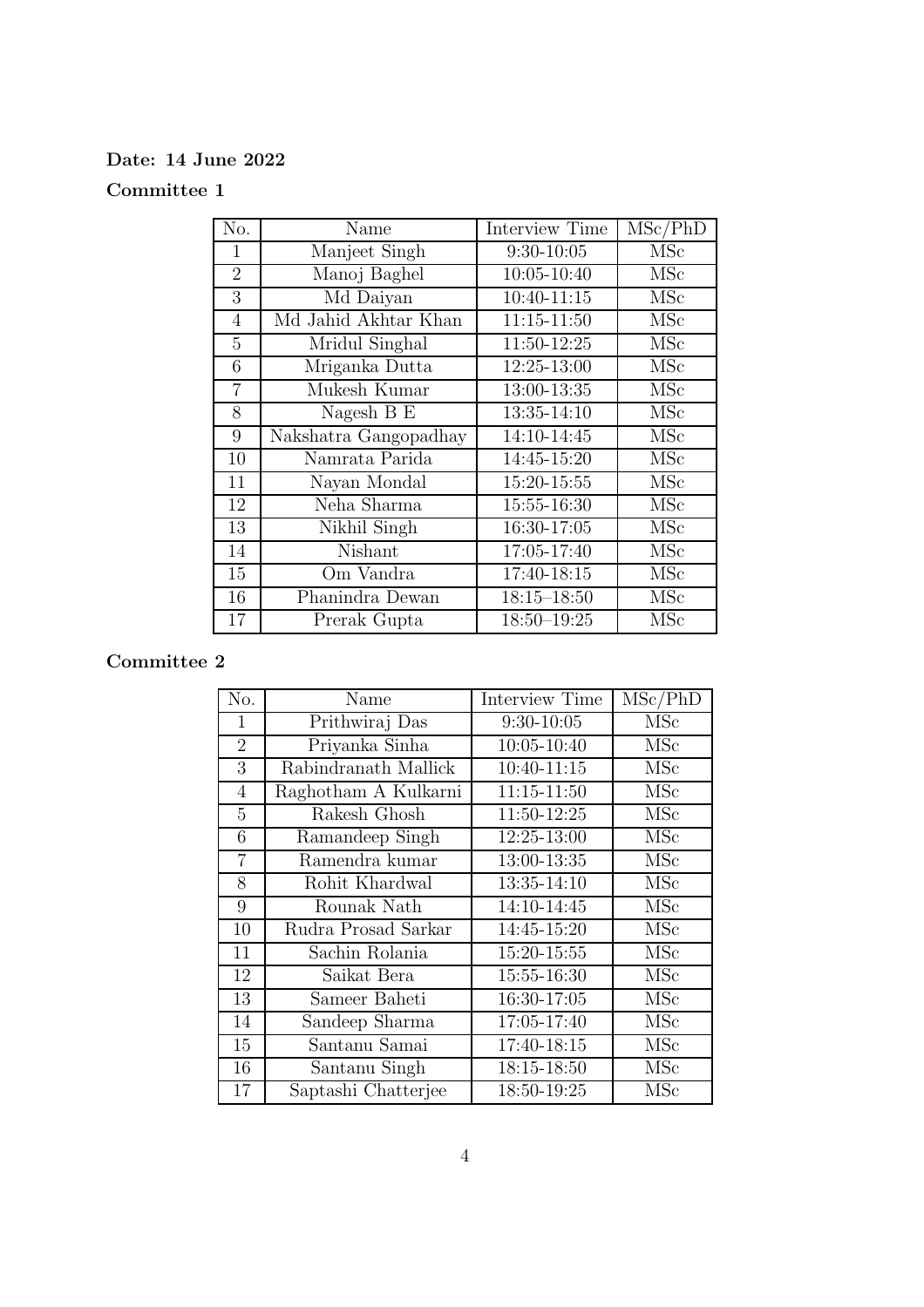**Date: 14 June 2022**

**Committee 1**

| No. | Name | Interview Time | MSc/PhD |
|---|---|---|---|
| 1 | Manjeet Singh | 9:30-10:05 | MSc |
| 2 | Manoj Baghel | 10:05-10:40 | MSc |
| 3 | Md Daiyan | 10:40-11:15 | MSc |
| 4 | Md Jahid Akhtar Khan | 11:15-11:50 | MSc |
| 5 | Mridul Singhal | 11:50-12:25 | MSc |
| 6 | Mriganka Dutta | 12:25-13:00 | MSc |
| 7 | Mukesh Kumar | 13:00-13:35 | MSc |
| 8 | Nagesh B E | 13:35-14:10 | MSc |
| 9 | Nakshatra Gangopadhay | 14:10-14:45 | MSc |
| 10 | Namrata Parida | 14:45-15:20 | MSc |
| 11 | Nayan Mondal | 15:20-15:55 | MSc |
| 12 | Neha Sharma | 15:55-16:30 | MSc |
| 13 | Nikhil Singh | 16:30-17:05 | MSc |
| 14 | Nishant | 17:05-17:40 | MSc |
| 15 | Om Vandra | 17:40-18:15 | MSc |
| 16 | Phanindra Dewan | 18:15–18:50 | MSc |
| 17 | Prerak Gupta | 18:50–19:25 | MSc |

**Committee 2**

| No. | Name | Interview Time | MSc/PhD |
|---|---|---|---|
| 1 | Prithwiraj Das | 9:30-10:05 | MSc |
| 2 | Priyanka Sinha | 10:05-10:40 | MSc |
| 3 | Rabindranath Mallick | 10:40-11:15 | MSc |
| 4 | Raghotham A Kulkarni | 11:15-11:50 | MSc |
| 5 | Rakesh Ghosh | 11:50-12:25 | MSc |
| 6 | Ramandeep Singh | 12:25-13:00 | MSc |
| 7 | Ramendra kumar | 13:00-13:35 | MSc |
| 8 | Rohit Khardwal | 13:35-14:10 | MSc |
| 9 | Rounak Nath | 14:10-14:45 | MSc |
| 10 | Rudra Prosad Sarkar | 14:45-15:20 | MSc |
| 11 | Sachin Rolania | 15:20-15:55 | MSc |
| 12 | Saikat Bera | 15:55-16:30 | MSc |
| 13 | Sameer Baheti | 16:30-17:05 | MSc |
| 14 | Sandeep Sharma | 17:05-17:40 | MSc |
| 15 | Santanu Samai | 17:40-18:15 | MSc |
| 16 | Santanu Singh | 18:15-18:50 | MSc |
| 17 | Saptashi Chatterjee | 18:50-19:25 | MSc |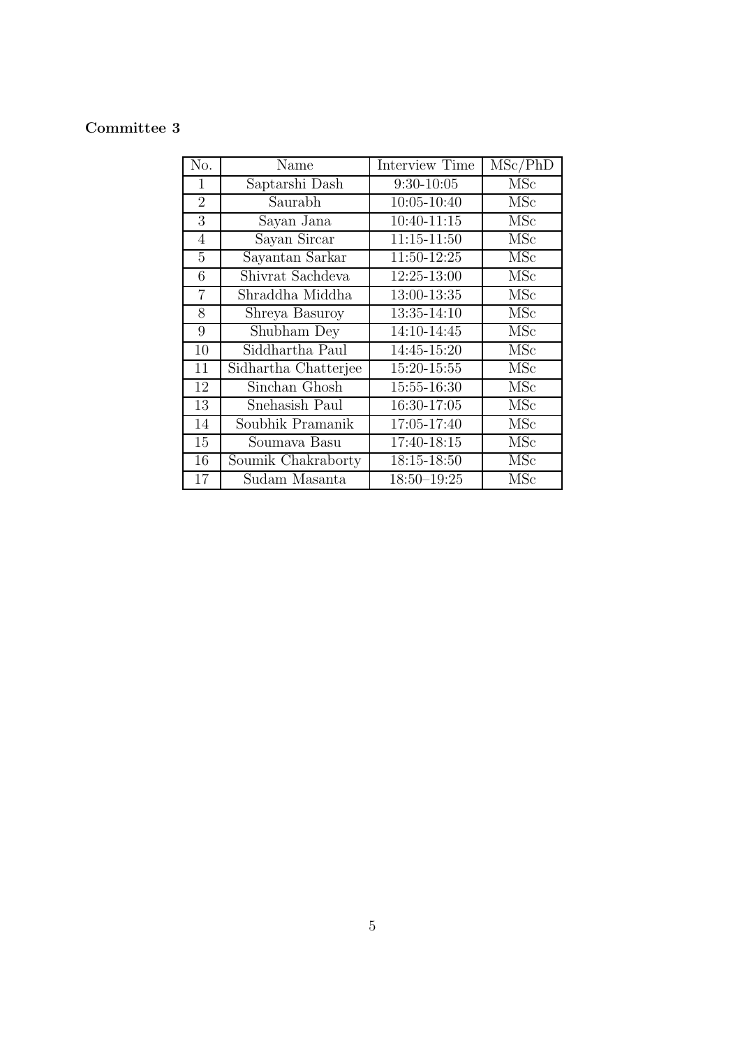**Committee 3**

| No. | Name | Interview Time | MSc/PhD |
|---|---|---|---|
| 1 | Saptarshi Dash | 9:30-10:05 | MSc |
| 2 | Saurabh | 10:05-10:40 | MSc |
| 3 | Sayan Jana | 10:40-11:15 | MSc |
| 4 | Sayan Sircar | 11:15-11:50 | MSc |
| 5 | Sayantan Sarkar | 11:50-12:25 | MSc |
| 6 | Shivrat Sachdeva | 12:25-13:00 | MSc |
| 7 | Shraddha Middha | 13:00-13:35 | MSc |
| 8 | Shreya Basuroy | 13:35-14:10 | MSc |
| 9 | Shubham Dey | 14:10-14:45 | MSc |
| 10 | Siddhartha Paul | 14:45-15:20 | MSc |
| 11 | Sidhartha Chatterjee | 15:20-15:55 | MSc |
| 12 | Sinchan Ghosh | 15:55-16:30 | MSc |
| 13 | Snehasish Paul | 16:30-17:05 | MSc |
| 14 | Soubhik Pramanik | 17:05-17:40 | MSc |
| 15 | Soumava Basu | 17:40-18:15 | MSc |
| 16 | Soumik Chakraborty | 18:15-18:50 | MSc |
| 17 | Sudam Masanta | 18:50–19:25 | MSc |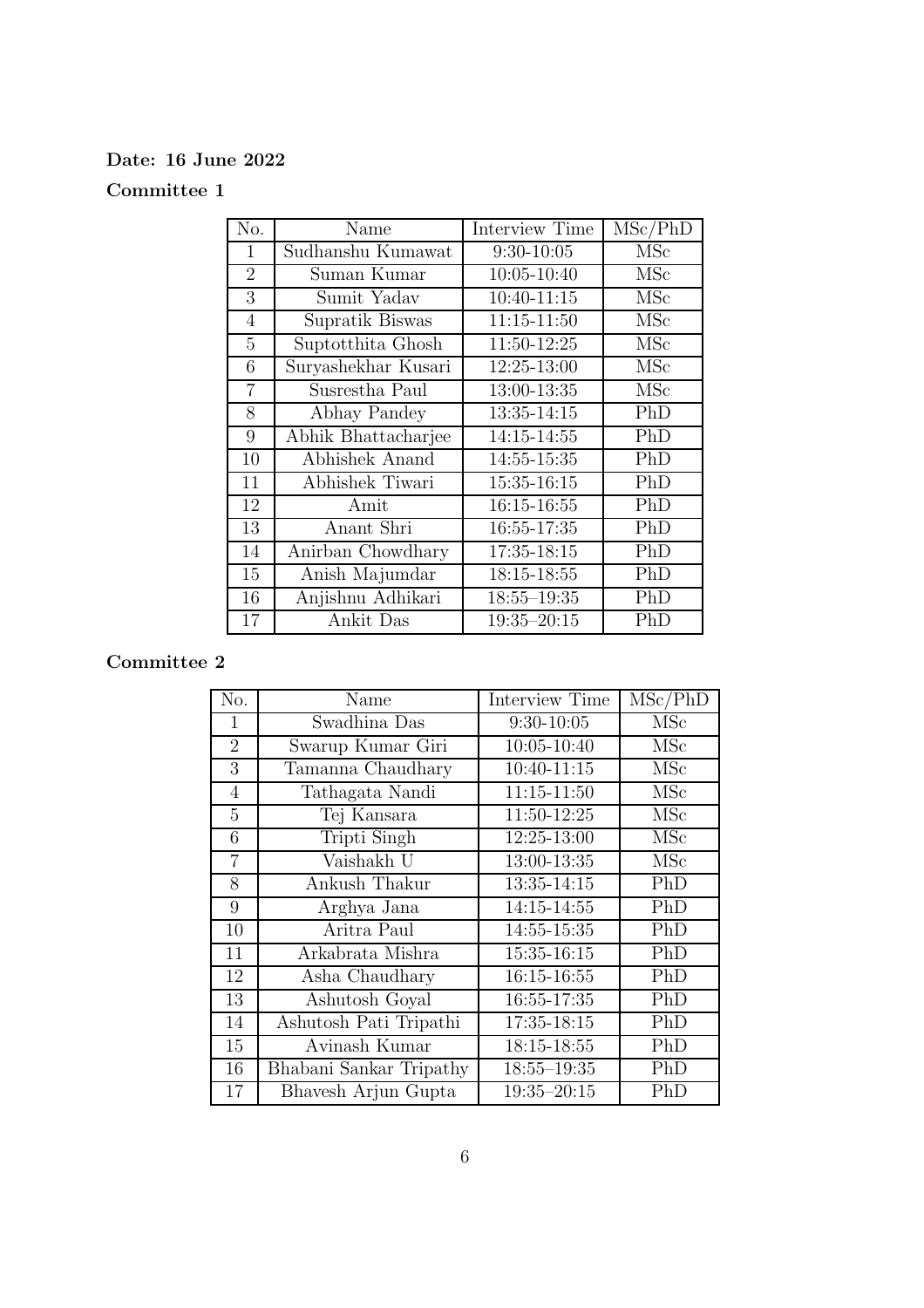**Date: 16 June 2022**

**Committee 1**

| No. | Name | Interview Time | MSc/PhD |
|---|---|---|---|
| 1 | Sudhanshu Kumawat | 9:30-10:05 | MSc |
| 2 | Suman Kumar | 10:05-10:40 | MSc |
| 3 | Sumit Yadav | 10:40-11:15 | MSc |
| 4 | Supratik Biswas | 11:15-11:50 | MSc |
| 5 | Suptotthita Ghosh | 11:50-12:25 | MSc |
| 6 | Suryashekhar Kusari | 12:25-13:00 | MSc |
| 7 | Susrestha Paul | 13:00-13:35 | MSc |
| 8 | Abhay Pandey | 13:35-14:15 | PhD |
| 9 | Abhik Bhattacharjee | 14:15-14:55 | PhD |
| 10 | Abhishek Anand | 14:55-15:35 | PhD |
| 11 | Abhishek Tiwari | 15:35-16:15 | PhD |
| 12 | Amit | 16:15-16:55 | PhD |
| 13 | Anant Shri | 16:55-17:35 | PhD |
| 14 | Anirban Chowdhary | 17:35-18:15 | PhD |
| 15 | Anish Majumdar | 18:15-18:55 | PhD |
| 16 | Anjishnu Adhikari | 18:55–19:35 | PhD |
| 17 | Ankit Das | 19:35–20:15 | PhD |

**Committee 2**

| No. | Name | Interview Time | MSc/PhD |
|---|---|---|---|
| 1 | Swadhina Das | 9:30-10:05 | MSc |
| 2 | Swarup Kumar Giri | 10:05-10:40 | MSc |
| 3 | Tamanna Chaudhary | 10:40-11:15 | MSc |
| 4 | Tathagata Nandi | 11:15-11:50 | MSc |
| 5 | Tej Kansara | 11:50-12:25 | MSc |
| 6 | Tripti Singh | 12:25-13:00 | MSc |
| 7 | Vaishakh U | 13:00-13:35 | MSc |
| 8 | Ankush Thakur | 13:35-14:15 | PhD |
| 9 | Arghya Jana | 14:15-14:55 | PhD |
| 10 | Aritra Paul | 14:55-15:35 | PhD |
| 11 | Arkabrata Mishra | 15:35-16:15 | PhD |
| 12 | Asha Chaudhary | 16:15-16:55 | PhD |
| 13 | Ashutosh Goyal | 16:55-17:35 | PhD |
| 14 | Ashutosh Pati Tripathi | 17:35-18:15 | PhD |
| 15 | Avinash Kumar | 18:15-18:55 | PhD |
| 16 | Bhabani Sankar Tripathy | 18:55–19:35 | PhD |
| 17 | Bhavesh Arjun Gupta | 19:35–20:15 | PhD |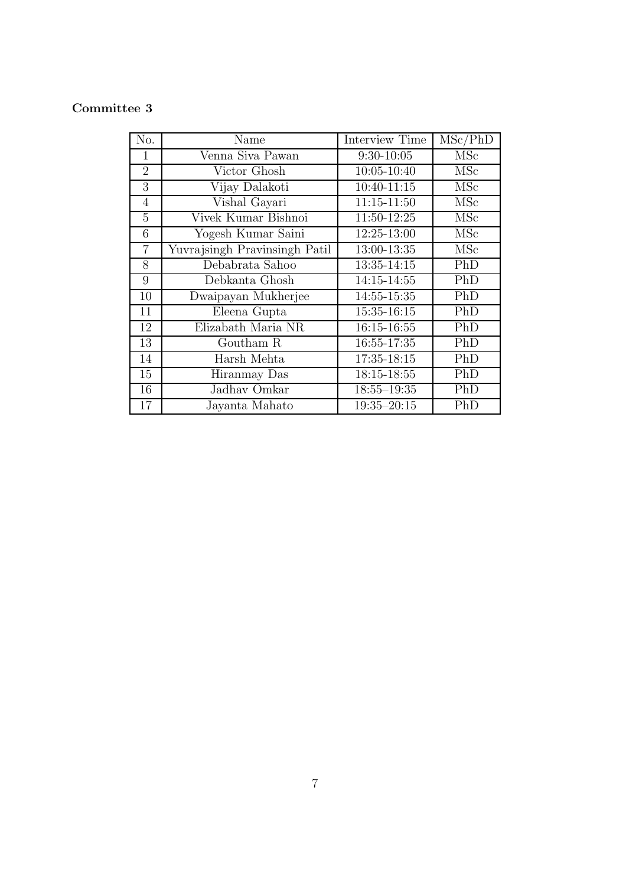**Committee 3**

| No. | Name | Interview Time | MSc/PhD |
|---|---|---|---|
| 1 | Venna Siva Pawan | 9:30-10:05 | MSc |
| 2 | Victor Ghosh | 10:05-10:40 | MSc |
| 3 | Vijay Dalakoti | 10:40-11:15 | MSc |
| 4 | Vishal Gayari | 11:15-11:50 | MSc |
| 5 | Vivek Kumar Bishnoi | 11:50-12:25 | MSc |
| 6 | Yogesh Kumar Saini | 12:25-13:00 | MSc |
| 7 | Yuvrajsingh Pravinsingh Patil | 13:00-13:35 | MSc |
| 8 | Debabrata Sahoo | 13:35-14:15 | PhD |
| 9 | Debkanta Ghosh | 14:15-14:55 | PhD |
| 10 | Dwaipayan Mukherjee | 14:55-15:35 | PhD |
| 11 | Eleena Gupta | 15:35-16:15 | PhD |
| 12 | Elizabath Maria NR | 16:15-16:55 | PhD |
| 13 | Goutham R | 16:55-17:35 | PhD |
| 14 | Harsh Mehta | 17:35-18:15 | PhD |
| 15 | Hiranmay Das | 18:15-18:55 | PhD |
| 16 | Jadhav Omkar | 18:55–19:35 | PhD |
| 17 | Jayanta Mahato | 19:35–20:15 | PhD |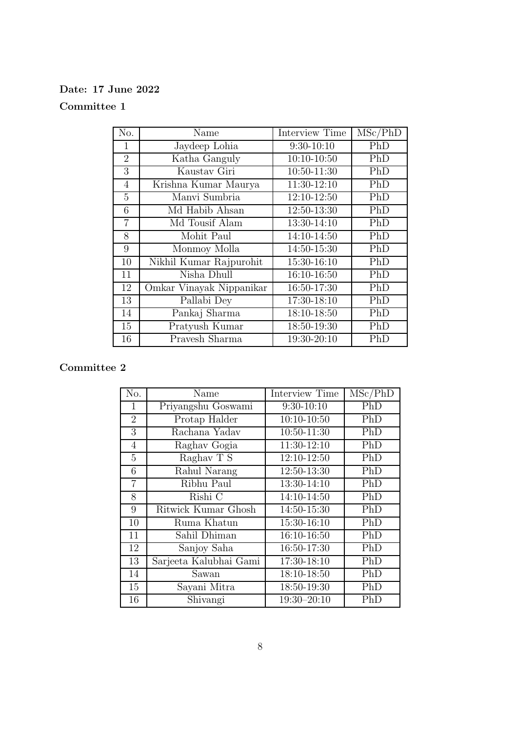**Date: 17 June 2022**

**Committee 1**

| No. | Name | Interview Time | MSc/PhD |
|---|---|---|---|
| 1 | Jaydeep Lohia | 9:30-10:10 | PhD |
| 2 | Katha Ganguly | 10:10-10:50 | PhD |
| 3 | Kaustav Giri | 10:50-11:30 | PhD |
| 4 | Krishna Kumar Maurya | 11:30-12:10 | PhD |
| 5 | Manvi Sumbria | 12:10-12:50 | PhD |
| 6 | Md Habib Ahsan | 12:50-13:30 | PhD |
| 7 | Md Tousif Alam | 13:30-14:10 | PhD |
| 8 | Mohit Paul | 14:10-14:50 | PhD |
| 9 | Monmoy Molla | 14:50-15:30 | PhD |
| 10 | Nikhil Kumar Rajpurohit | 15:30-16:10 | PhD |
| 11 | Nisha Dhull | 16:10-16:50 | PhD |
| 12 | Omkar Vinayak Nippanikar | 16:50-17:30 | PhD |
| 13 | Pallabi Dey | 17:30-18:10 | PhD |
| 14 | Pankaj Sharma | 18:10-18:50 | PhD |
| 15 | Pratyush Kumar | 18:50-19:30 | PhD |
| 16 | Pravesh Sharma | 19:30-20:10 | PhD |

**Committee 2**

| No. | Name | Interview Time | MSc/PhD |
|---|---|---|---|
| 1 | Priyangshu Goswami | 9:30-10:10 | PhD |
| 2 | Protap Halder | 10:10-10:50 | PhD |
| 3 | Rachana Yadav | 10:50-11:30 | PhD |
| 4 | Raghav Gogia | 11:30-12:10 | PhD |
| 5 | Raghav T S | 12:10-12:50 | PhD |
| 6 | Rahul Narang | 12:50-13:30 | PhD |
| 7 | Ribhu Paul | 13:30-14:10 | PhD |
| 8 | Rishi C | 14:10-14:50 | PhD |
| 9 | Ritwick Kumar Ghosh | 14:50-15:30 | PhD |
| 10 | Ruma Khatun | 15:30-16:10 | PhD |
| 11 | Sahil Dhiman | 16:10-16:50 | PhD |
| 12 | Sanjoy Saha | 16:50-17:30 | PhD |
| 13 | Sarjeeta Kalubhai Gami | 17:30-18:10 | PhD |
| 14 | Sawan | 18:10-18:50 | PhD |
| 15 | Sayani Mitra | 18:50-19:30 | PhD |
| 16 | Shivangi | 19:30–20:10 | PhD |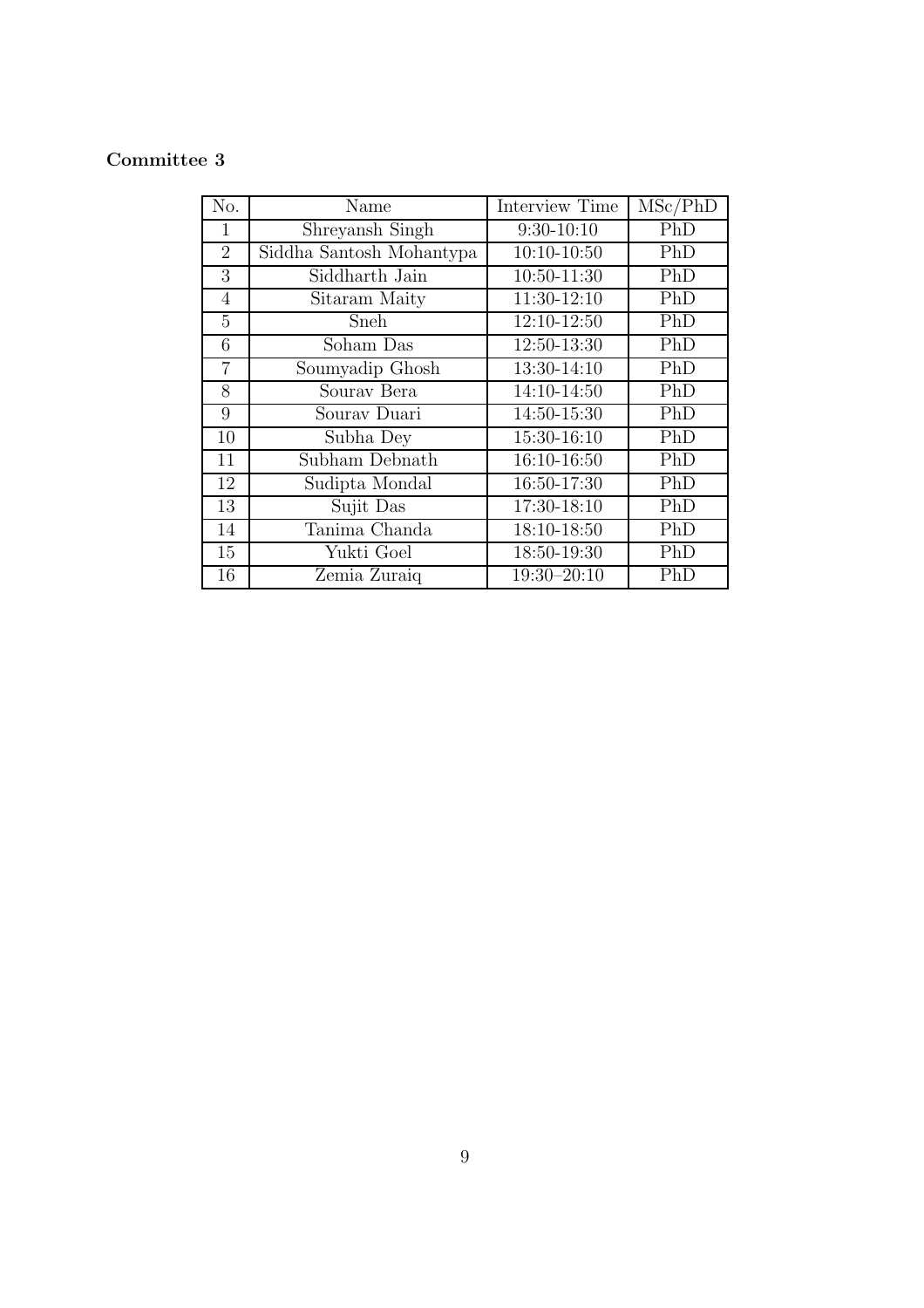**Committee 3**

| No. | Name | Interview Time | MSc/PhD |
|---|---|---|---|
| 1 | Shreyansh Singh | 9:30-10:10 | PhD |
| 2 | Siddha Santosh Mohantypa | 10:10-10:50 | PhD |
| 3 | Siddharth Jain | 10:50-11:30 | PhD |
| 4 | Sitaram Maity | 11:30-12:10 | PhD |
| 5 | Sneh | 12:10-12:50 | PhD |
| 6 | Soham Das | 12:50-13:30 | PhD |
| 7 | Soumyadip Ghosh | 13:30-14:10 | PhD |
| 8 | Sourav Bera | 14:10-14:50 | PhD |
| 9 | Sourav Duari | 14:50-15:30 | PhD |
| 10 | Subha Dey | 15:30-16:10 | PhD |
| 11 | Subham Debnath | 16:10-16:50 | PhD |
| 12 | Sudipta Mondal | 16:50-17:30 | PhD |
| 13 | Sujit Das | 17:30-18:10 | PhD |
| 14 | Tanima Chanda | 18:10-18:50 | PhD |
| 15 | Yukti Goel | 18:50-19:30 | PhD |
| 16 | Zemia Zuraiq | 19:30–20:10 | PhD |